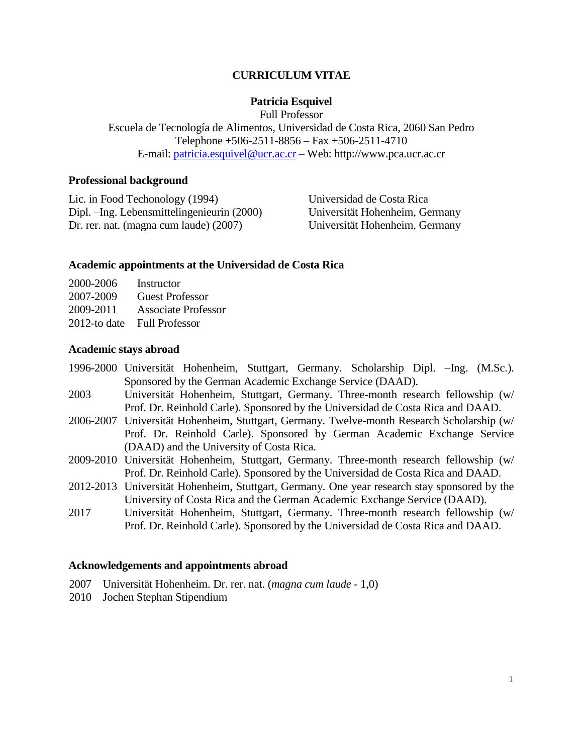# CURRICULUM VITAE

**Patricia Esquivel**

Full Professor

Escuela de Tecnología de Alimentos, Universidad de Costa Rica, 2060 San Pedro

Telephone +506-2511-8856 – Fax +506-2511-4710

E-mail: patricia.esquivel@ucr.ac.cr – Web: http://www.pca.ucr.ac.cr

## Professional background

| | |
|---|---|
| Lic. in Food Techonology (1994) | Universidad de Costa Rica |
| Dipl. –Ing. Lebensmittelingenieurin (2000) | Universität Hohenheim, Germany |
| Dr. rer. nat. (magna cum laude) (2007) | Universität Hohenheim, Germany |

## Academic appointments at the Universidad de Costa Rica

| | |
|---|---|
| 2000-2006 | Instructor |
| 2007-2009 | Guest Professor |
| 2009-2011 | Associate Professor |
| 2012-to date | Full Professor |

## Academic stays abroad

| | |
|---|---|
| 1996-2000 | Universität Hohenheim, Stuttgart, Germany. Scholarship Dipl. –Ing. (M.Sc.). Sponsored by the German Academic Exchange Service (DAAD). |
| 2003 | Universität Hohenheim, Stuttgart, Germany. Three-month research fellowship (w/ Prof. Dr. Reinhold Carle). Sponsored by the Universidad de Costa Rica and DAAD. |
| 2006-2007 | Universität Hohenheim, Stuttgart, Germany. Twelve-month Research Scholarship (w/ Prof. Dr. Reinhold Carle). Sponsored by German Academic Exchange Service (DAAD) and the University of Costa Rica. |
| 2009-2010 | Universität Hohenheim, Stuttgart, Germany. Three-month research fellowship (w/ Prof. Dr. Reinhold Carle). Sponsored by the Universidad de Costa Rica and DAAD. |
| 2012-2013 | Universität Hohenheim, Stuttgart, Germany. One year research stay sponsored by the University of Costa Rica and the German Academic Exchange Service (DAAD). |
| 2017 | Universität Hohenheim, Stuttgart, Germany. Three-month research fellowship (w/ Prof. Dr. Reinhold Carle). Sponsored by the Universidad de Costa Rica and DAAD. |

## Acknowledgements and appointments abroad

| | |
|---|---|
| 2007 | Universität Hohenheim. Dr. rer. nat. (*magna cum laude* - 1,0) |
| 2010 | Jochen Stephan Stipendium |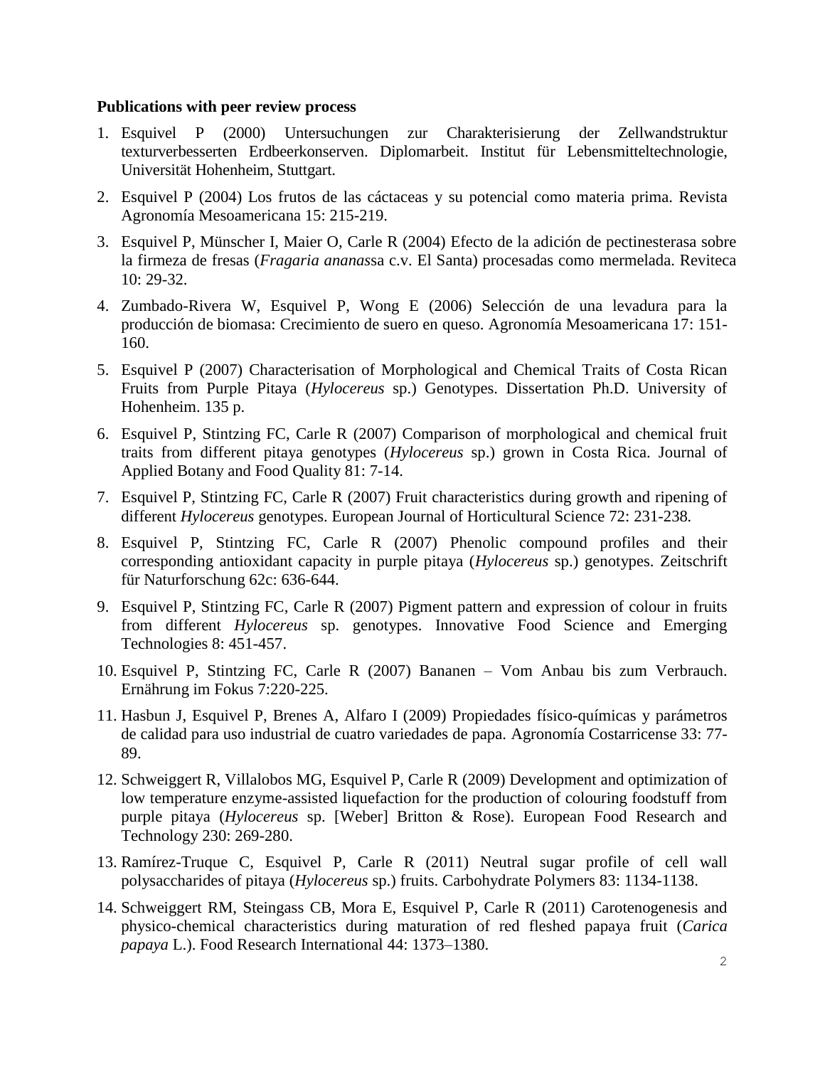**Publications with peer review process**

1. Esquivel P (2000) Untersuchungen zur Charakterisierung der Zellwandstruktur texturverbesserten Erdbeerkonserven. Diplomarbeit. Institut für Lebensmitteltechnologie, Universität Hohenheim, Stuttgart.
2. Esquivel P (2004) Los frutos de las cáctaceas y su potencial como materia prima. Revista Agronomía Mesoamericana 15: 215-219.
3. Esquivel P, Münscher I, Maier O, Carle R (2004) Efecto de la adición de pectinesterasa sobre la firmeza de fresas (*Fragaria ananas*sa c.v. El Santa) procesadas como mermelada. Reviteca 10: 29-32.
4. Zumbado-Rivera W, Esquivel P, Wong E (2006) Selección de una levadura para la producción de biomasa: Crecimiento de suero en queso. Agronomía Mesoamericana 17: 151-160.
5. Esquivel P (2007) Characterisation of Morphological and Chemical Traits of Costa Rican Fruits from Purple Pitaya (*Hylocereus* sp.) Genotypes. Dissertation Ph.D. University of Hohenheim. 135 p.
6. Esquivel P, Stintzing FC, Carle R (2007) Comparison of morphological and chemical fruit traits from different pitaya genotypes (*Hylocereus* sp.) grown in Costa Rica. Journal of Applied Botany and Food Quality 81: 7-14.
7. Esquivel P, Stintzing FC, Carle R (2007) Fruit characteristics during growth and ripening of different *Hylocereus* genotypes. European Journal of Horticultural Science 72: 231-238.
8. Esquivel P, Stintzing FC, Carle R (2007) Phenolic compound profiles and their corresponding antioxidant capacity in purple pitaya (*Hylocereus* sp.) genotypes. Zeitschrift für Naturforschung 62c: 636-644.
9. Esquivel P, Stintzing FC, Carle R (2007) Pigment pattern and expression of colour in fruits from different *Hylocereus* sp. genotypes. Innovative Food Science and Emerging Technologies 8: 451-457.
10. Esquivel P, Stintzing FC, Carle R (2007) Bananen – Vom Anbau bis zum Verbrauch. Ernährung im Fokus 7:220-225.
11. Hasbun J, Esquivel P, Brenes A, Alfaro I (2009) Propiedades físico-químicas y parámetros de calidad para uso industrial de cuatro variedades de papa. Agronomía Costarricense 33: 77-89.
12. Schweiggert R, Villalobos MG, Esquivel P, Carle R (2009) Development and optimization of low temperature enzyme-assisted liquefaction for the production of colouring foodstuff from purple pitaya (*Hylocereus* sp. [Weber] Britton & Rose). European Food Research and Technology 230: 269-280.
13. Ramírez-Truque C, Esquivel P, Carle R (2011) Neutral sugar profile of cell wall polysaccharides of pitaya (*Hylocereus* sp.) fruits. Carbohydrate Polymers 83: 1134-1138.
14. Schweiggert RM, Steingass CB, Mora E, Esquivel P, Carle R (2011) Carotenogenesis and physico-chemical characteristics during maturation of red fleshed papaya fruit (*Carica papaya* L.). Food Research International 44: 1373–1380.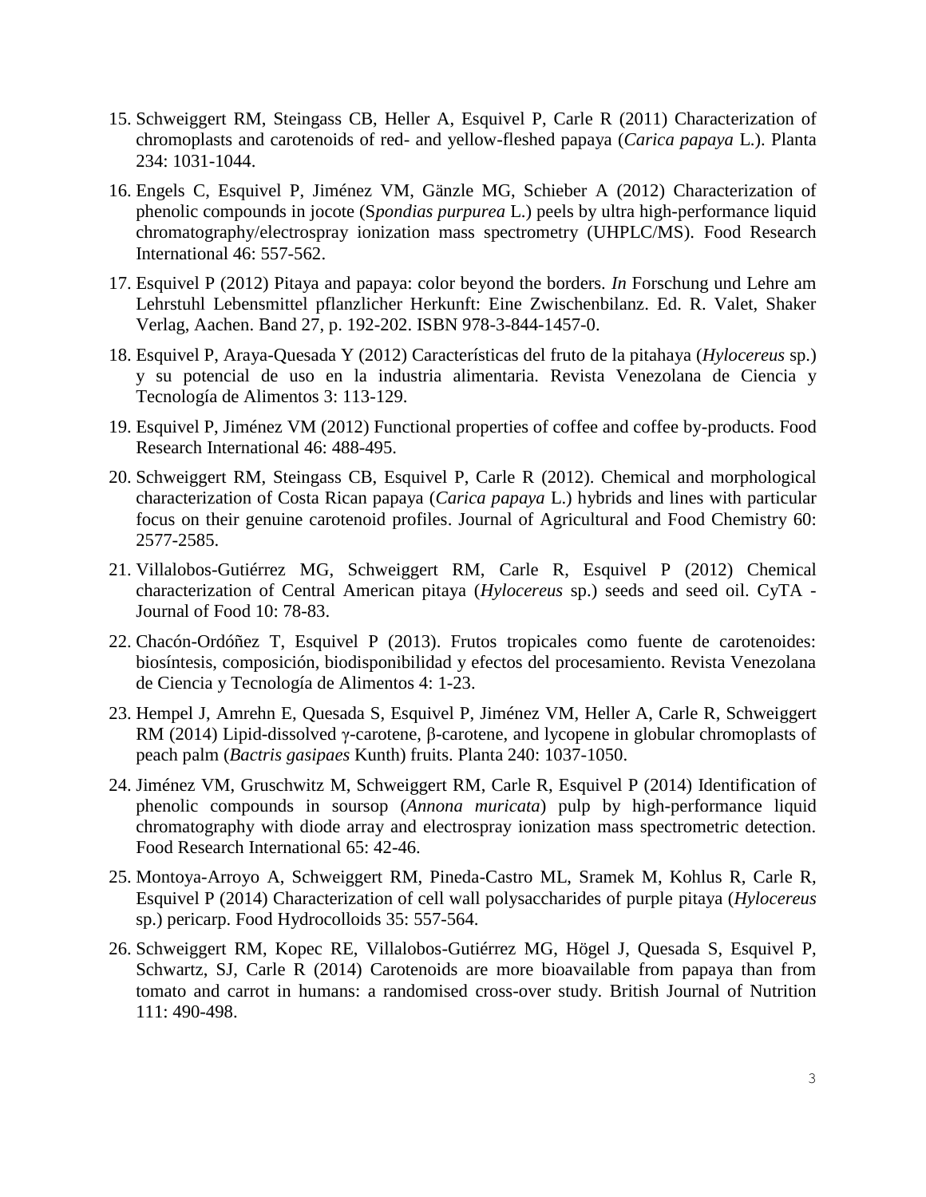15. Schweiggert RM, Steingass CB, Heller A, Esquivel P, Carle R (2011) Characterization of chromoplasts and carotenoids of red- and yellow-fleshed papaya (*Carica papaya* L.). Planta 234: 1031-1044.

16. Engels C, Esquivel P, Jiménez VM, Gänzle MG, Schieber A (2012) Characterization of phenolic compounds in jocote (S*pondias purpurea* L.) peels by ultra high-performance liquid chromatography/electrospray ionization mass spectrometry (UHPLC/MS). Food Research International 46: 557-562.

17. Esquivel P (2012) Pitaya and papaya: color beyond the borders. *In* Forschung und Lehre am Lehrstuhl Lebensmittel pflanzlicher Herkunft: Eine Zwischenbilanz. Ed. R. Valet, Shaker Verlag, Aachen. Band 27, p. 192-202. ISBN 978-3-844-1457-0.

18. Esquivel P, Araya-Quesada Y (2012) Características del fruto de la pitahaya (*Hylocereus* sp.) y su potencial de uso en la industria alimentaria. Revista Venezolana de Ciencia y Tecnología de Alimentos 3: 113-129.

19. Esquivel P, Jiménez VM (2012) Functional properties of coffee and coffee by-products. Food Research International 46: 488-495.

20. Schweiggert RM, Steingass CB, Esquivel P, Carle R (2012). Chemical and morphological characterization of Costa Rican papaya (*Carica papaya* L.) hybrids and lines with particular focus on their genuine carotenoid profiles. Journal of Agricultural and Food Chemistry 60: 2577-2585.

21. Villalobos-Gutiérrez MG, Schweiggert RM, Carle R, Esquivel P (2012) Chemical characterization of Central American pitaya (*Hylocereus* sp.) seeds and seed oil. CyTA - Journal of Food 10: 78-83.

22. Chacón-Ordóñez T, Esquivel P (2013). Frutos tropicales como fuente de carotenoides: biosíntesis, composición, biodisponibilidad y efectos del procesamiento. Revista Venezolana de Ciencia y Tecnología de Alimentos 4: 1-23.

23. Hempel J, Amrehn E, Quesada S, Esquivel P, Jiménez VM, Heller A, Carle R, Schweiggert RM (2014) Lipid-dissolved γ-carotene, β-carotene, and lycopene in globular chromoplasts of peach palm (*Bactris gasipaes* Kunth) fruits. Planta 240: 1037-1050.

24. Jiménez VM, Gruschwitz M, Schweiggert RM, Carle R, Esquivel P (2014) Identification of phenolic compounds in soursop (*Annona muricata*) pulp by high-performance liquid chromatography with diode array and electrospray ionization mass spectrometric detection. Food Research International 65: 42-46.

25. Montoya-Arroyo A, Schweiggert RM, Pineda-Castro ML, Sramek M, Kohlus R, Carle R, Esquivel P (2014) Characterization of cell wall polysaccharides of purple pitaya (*Hylocereus* sp.) pericarp. Food Hydrocolloids 35: 557-564.

26. Schweiggert RM, Kopec RE, Villalobos-Gutiérrez MG, Högel J, Quesada S, Esquivel P, Schwartz, SJ, Carle R (2014) Carotenoids are more bioavailable from papaya than from tomato and carrot in humans: a randomised cross-over study. British Journal of Nutrition 111: 490-498.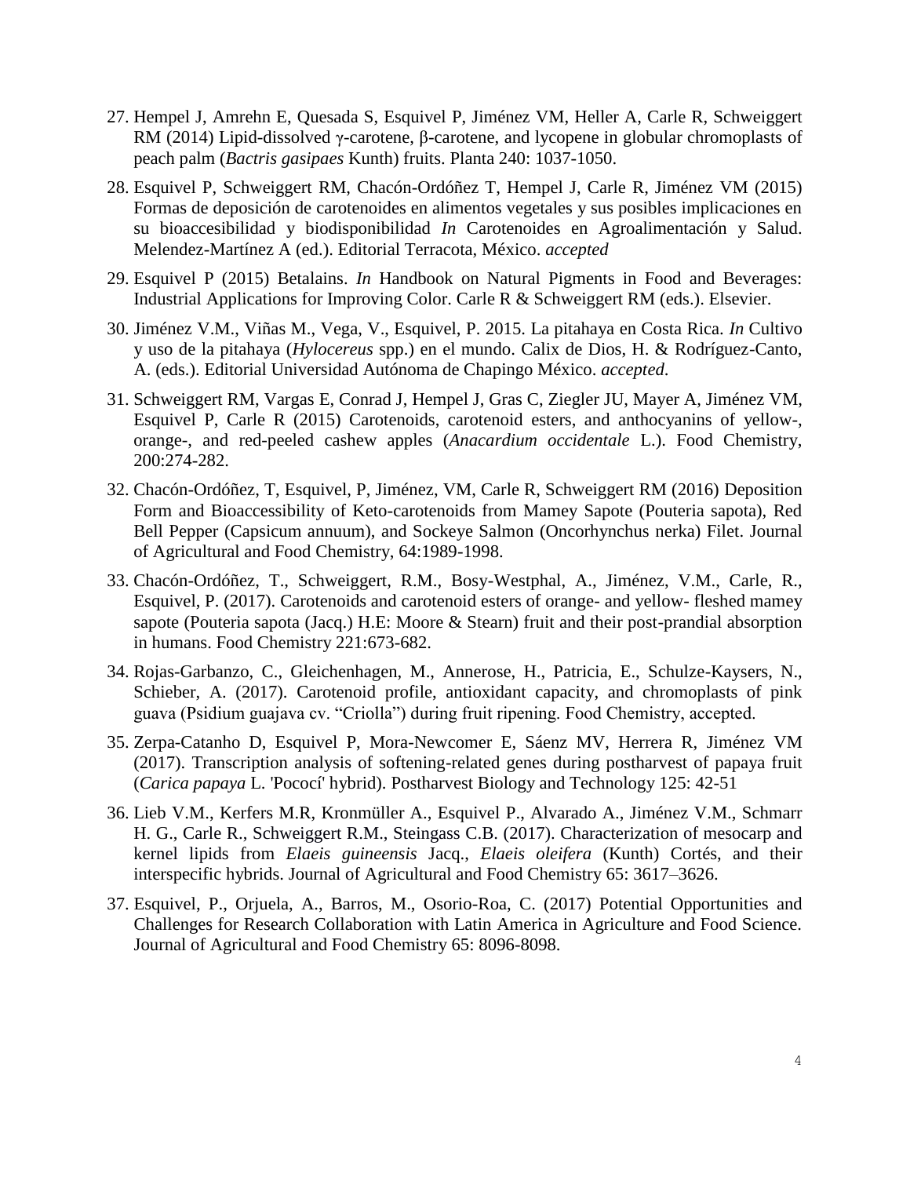27. Hempel J, Amrehn E, Quesada S, Esquivel P, Jiménez VM, Heller A, Carle R, Schweiggert RM (2014) Lipid-dissolved γ-carotene, β-carotene, and lycopene in globular chromoplasts of peach palm (*Bactris gasipaes* Kunth) fruits. Planta 240: 1037-1050.

28. Esquivel P, Schweiggert RM, Chacón-Ordóñez T, Hempel J, Carle R, Jiménez VM (2015) Formas de deposición de carotenoides en alimentos vegetales y sus posibles implicaciones en su bioaccesibilidad y biodisponibilidad *In* Carotenoides en Agroalimentación y Salud. Melendez-Martínez A (ed.). Editorial Terracota, México. *accepted*

29. Esquivel P (2015) Betalains. *In* Handbook on Natural Pigments in Food and Beverages: Industrial Applications for Improving Color. Carle R & Schweiggert RM (eds.). Elsevier.

30. Jiménez V.M., Viñas M., Vega, V., Esquivel, P. 2015. La pitahaya en Costa Rica. *In* Cultivo y uso de la pitahaya (*Hylocereus* spp.) en el mundo. Calix de Dios, H. & Rodríguez-Canto, A. (eds.). Editorial Universidad Autónoma de Chapingo México. *accepted*.

31. Schweiggert RM, Vargas E, Conrad J, Hempel J, Gras C, Ziegler JU, Mayer A, Jiménez VM, Esquivel P, Carle R (2015) Carotenoids, carotenoid esters, and anthocyanins of yellow-, orange-, and red-peeled cashew apples (*Anacardium occidentale* L.). Food Chemistry, 200:274-282.

32. Chacón-Ordóñez, T, Esquivel, P, Jiménez, VM, Carle R, Schweiggert RM (2016) Deposition Form and Bioaccessibility of Keto-carotenoids from Mamey Sapote (Pouteria sapota), Red Bell Pepper (Capsicum annuum), and Sockeye Salmon (Oncorhynchus nerka) Filet. Journal of Agricultural and Food Chemistry, 64:1989-1998.

33. Chacón-Ordóñez, T., Schweiggert, R.M., Bosy-Westphal, A., Jiménez, V.M., Carle, R., Esquivel, P. (2017). Carotenoids and carotenoid esters of orange- and yellow- fleshed mamey sapote (Pouteria sapota (Jacq.) H.E: Moore & Stearn) fruit and their post-prandial absorption in humans. Food Chemistry 221:673-682.

34. Rojas-Garbanzo, C., Gleichenhagen, M., Annerose, H., Patricia, E., Schulze-Kaysers, N., Schieber, A. (2017). Carotenoid profile, antioxidant capacity, and chromoplasts of pink guava (Psidium guajava cv. "Criolla") during fruit ripening. Food Chemistry, accepted.

35. Zerpa-Catanho D, Esquivel P, Mora-Newcomer E, Sáenz MV, Herrera R, Jiménez VM (2017). Transcription analysis of softening-related genes during postharvest of papaya fruit (*Carica papaya* L. 'Pococí' hybrid). Postharvest Biology and Technology 125: 42-51

36. Lieb V.M., Kerfers M.R, Kronmüller A., Esquivel P., Alvarado A., Jiménez V.M., Schmarr H. G., Carle R., Schweiggert R.M., Steingass C.B. (2017). Characterization of mesocarp and kernel lipids from *Elaeis guineensis* Jacq., *Elaeis oleifera* (Kunth) Cortés, and their interspecific hybrids. Journal of Agricultural and Food Chemistry 65: 3617–3626.

37. Esquivel, P., Orjuela, A., Barros, M., Osorio-Roa, C. (2017) Potential Opportunities and Challenges for Research Collaboration with Latin America in Agriculture and Food Science. Journal of Agricultural and Food Chemistry 65: 8096-8098.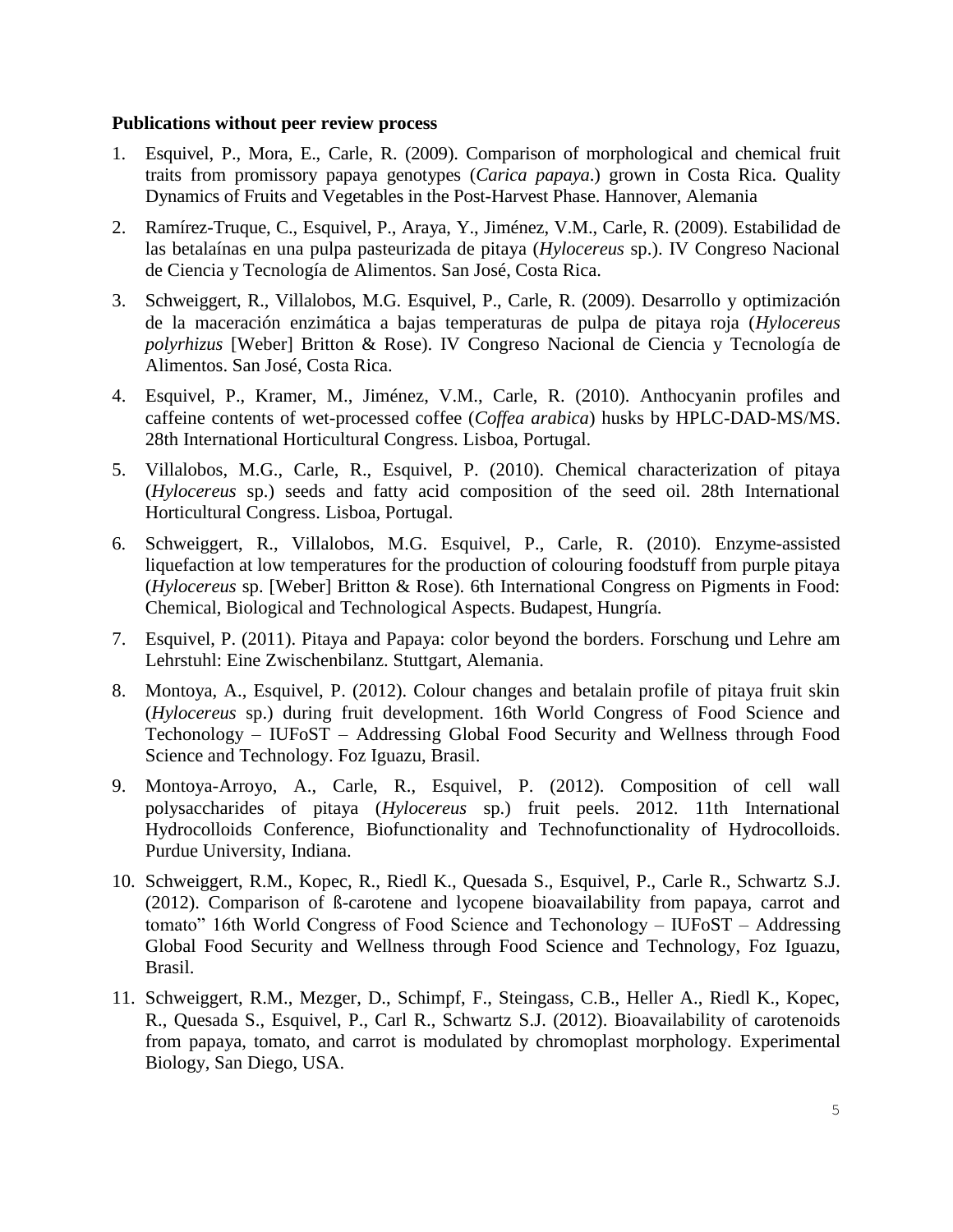**Publications without peer review process**

1. Esquivel, P., Mora, E., Carle, R. (2009). Comparison of morphological and chemical fruit traits from promissory papaya genotypes (*Carica papaya*.) grown in Costa Rica. Quality Dynamics of Fruits and Vegetables in the Post-Harvest Phase. Hannover, Alemania
2. Ramírez-Truque, C., Esquivel, P., Araya, Y., Jiménez, V.M., Carle, R. (2009). Estabilidad de las betalaínas en una pulpa pasteurizada de pitaya (*Hylocereus* sp.). IV Congreso Nacional de Ciencia y Tecnología de Alimentos. San José, Costa Rica.
3. Schweiggert, R., Villalobos, M.G. Esquivel, P., Carle, R. (2009). Desarrollo y optimización de la maceración enzimática a bajas temperaturas de pulpa de pitaya roja (*Hylocereus polyrhizus* [Weber] Britton & Rose). IV Congreso Nacional de Ciencia y Tecnología de Alimentos. San José, Costa Rica.
4. Esquivel, P., Kramer, M., Jiménez, V.M., Carle, R. (2010). Anthocyanin profiles and caffeine contents of wet-processed coffee (*Coffea arabica*) husks by HPLC-DAD-MS/MS. 28th International Horticultural Congress. Lisboa, Portugal.
5. Villalobos, M.G., Carle, R., Esquivel, P. (2010). Chemical characterization of pitaya (*Hylocereus* sp.) seeds and fatty acid composition of the seed oil. 28th International Horticultural Congress. Lisboa, Portugal.
6. Schweiggert, R., Villalobos, M.G. Esquivel, P., Carle, R. (2010). Enzyme-assisted liquefaction at low temperatures for the production of colouring foodstuff from purple pitaya (*Hylocereus* sp. [Weber] Britton & Rose). 6th International Congress on Pigments in Food: Chemical, Biological and Technological Aspects. Budapest, Hungría.
7. Esquivel, P. (2011). Pitaya and Papaya: color beyond the borders. Forschung und Lehre am Lehrstuhl: Eine Zwischenbilanz. Stuttgart, Alemania.
8. Montoya, A., Esquivel, P. (2012). Colour changes and betalain profile of pitaya fruit skin (*Hylocereus* sp.) during fruit development. 16th World Congress of Food Science and Techonology – IUFoST – Addressing Global Food Security and Wellness through Food Science and Technology. Foz Iguazu, Brasil.
9. Montoya-Arroyo, A., Carle, R., Esquivel, P. (2012). Composition of cell wall polysaccharides of pitaya (*Hylocereus* sp.) fruit peels. 2012. 11th International Hydrocolloids Conference, Biofunctionality and Technofunctionality of Hydrocolloids. Purdue University, Indiana.
10. Schweiggert, R.M., Kopec, R., Riedl K., Quesada S., Esquivel, P., Carle R., Schwartz S.J. (2012). Comparison of ß-carotene and lycopene bioavailability from papaya, carrot and tomato" 16th World Congress of Food Science and Techonology – IUFoST – Addressing Global Food Security and Wellness through Food Science and Technology, Foz Iguazu, Brasil.
11. Schweiggert, R.M., Mezger, D., Schimpf, F., Steingass, C.B., Heller A., Riedl K., Kopec, R., Quesada S., Esquivel, P., Carl R., Schwartz S.J. (2012). Bioavailability of carotenoids from papaya, tomato, and carrot is modulated by chromoplast morphology. Experimental Biology, San Diego, USA.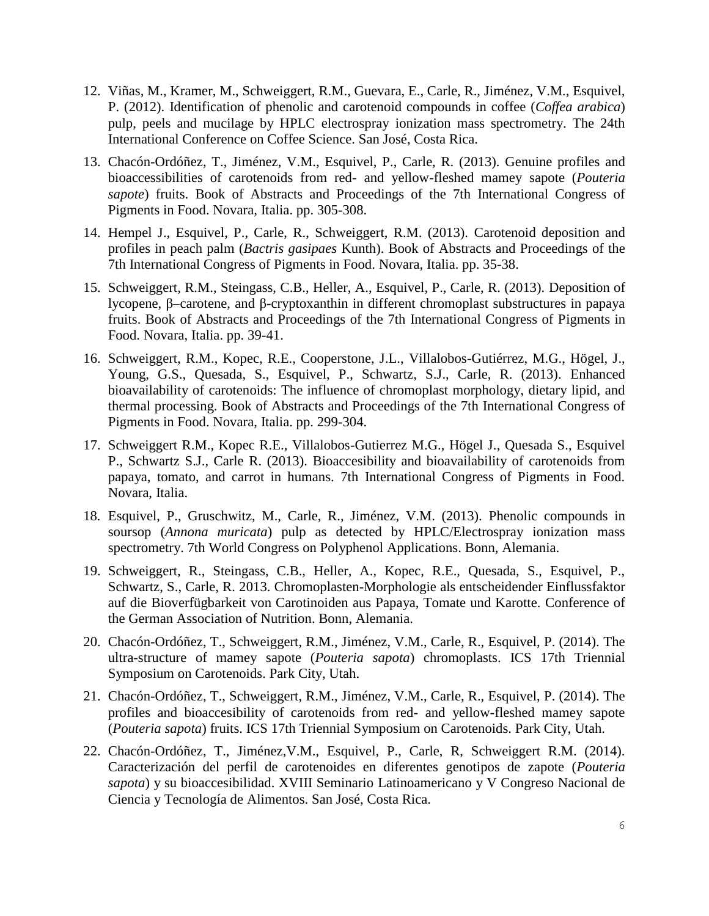12. Viñas, M., Kramer, M., Schweiggert, R.M., Guevara, E., Carle, R., Jiménez, V.M., Esquivel, P. (2012). Identification of phenolic and carotenoid compounds in coffee (*Coffea arabica*) pulp, peels and mucilage by HPLC electrospray ionization mass spectrometry. The 24th International Conference on Coffee Science. San José, Costa Rica.

13. Chacón-Ordóñez, T., Jiménez, V.M., Esquivel, P., Carle, R. (2013). Genuine profiles and bioaccessibilities of carotenoids from red- and yellow-fleshed mamey sapote (*Pouteria sapote*) fruits. Book of Abstracts and Proceedings of the 7th International Congress of Pigments in Food. Novara, Italia. pp. 305-308.

14. Hempel J., Esquivel, P., Carle, R., Schweiggert, R.M. (2013). Carotenoid deposition and profiles in peach palm (*Bactris gasipaes* Kunth). Book of Abstracts and Proceedings of the 7th International Congress of Pigments in Food. Novara, Italia. pp. 35-38.

15. Schweiggert, R.M., Steingass, C.B., Heller, A., Esquivel, P., Carle, R. (2013). Deposition of lycopene, β–carotene, and β-cryptoxanthin in different chromoplast substructures in papaya fruits. Book of Abstracts and Proceedings of the 7th International Congress of Pigments in Food. Novara, Italia. pp. 39-41.

16. Schweiggert, R.M., Kopec, R.E., Cooperstone, J.L., Villalobos-Gutiérrez, M.G., Högel, J., Young, G.S., Quesada, S., Esquivel, P., Schwartz, S.J., Carle, R. (2013). Enhanced bioavailability of carotenoids: The influence of chromoplast morphology, dietary lipid, and thermal processing. Book of Abstracts and Proceedings of the 7th International Congress of Pigments in Food. Novara, Italia. pp. 299-304.

17. Schweiggert R.M., Kopec R.E., Villalobos-Gutierrez M.G., Högel J., Quesada S., Esquivel P., Schwartz S.J., Carle R. (2013). Bioaccesibility and bioavailability of carotenoids from papaya, tomato, and carrot in humans. 7th International Congress of Pigments in Food. Novara, Italia.

18. Esquivel, P., Gruschwitz, M., Carle, R., Jiménez, V.M. (2013). Phenolic compounds in soursop (*Annona muricata*) pulp as detected by HPLC/Electrospray ionization mass spectrometry. 7th World Congress on Polyphenol Applications. Bonn, Alemania.

19. Schweiggert, R., Steingass, C.B., Heller, A., Kopec, R.E., Quesada, S., Esquivel, P., Schwartz, S., Carle, R. 2013. Chromoplasten-Morphologie als entscheidender Einflussfaktor auf die Bioverfügbarkeit von Carotinoiden aus Papaya, Tomate und Karotte. Conference of the German Association of Nutrition. Bonn, Alemania.

20. Chacón-Ordóñez, T., Schweiggert, R.M., Jiménez, V.M., Carle, R., Esquivel, P. (2014). The ultra-structure of mamey sapote (*Pouteria sapota*) chromoplasts. ICS 17th Triennial Symposium on Carotenoids. Park City, Utah.

21. Chacón-Ordóñez, T., Schweiggert, R.M., Jiménez, V.M., Carle, R., Esquivel, P. (2014). The profiles and bioaccesibility of carotenoids from red- and yellow-fleshed mamey sapote (*Pouteria sapota*) fruits. ICS 17th Triennial Symposium on Carotenoids. Park City, Utah.

22. Chacón-Ordóñez, T., Jiménez,V.M., Esquivel, P., Carle, R, Schweiggert R.M. (2014). Caracterización del perfil de carotenoides en diferentes genotipos de zapote (*Pouteria sapota*) y su bioaccesibilidad. XVIII Seminario Latinoamericano y V Congreso Nacional de Ciencia y Tecnología de Alimentos. San José, Costa Rica.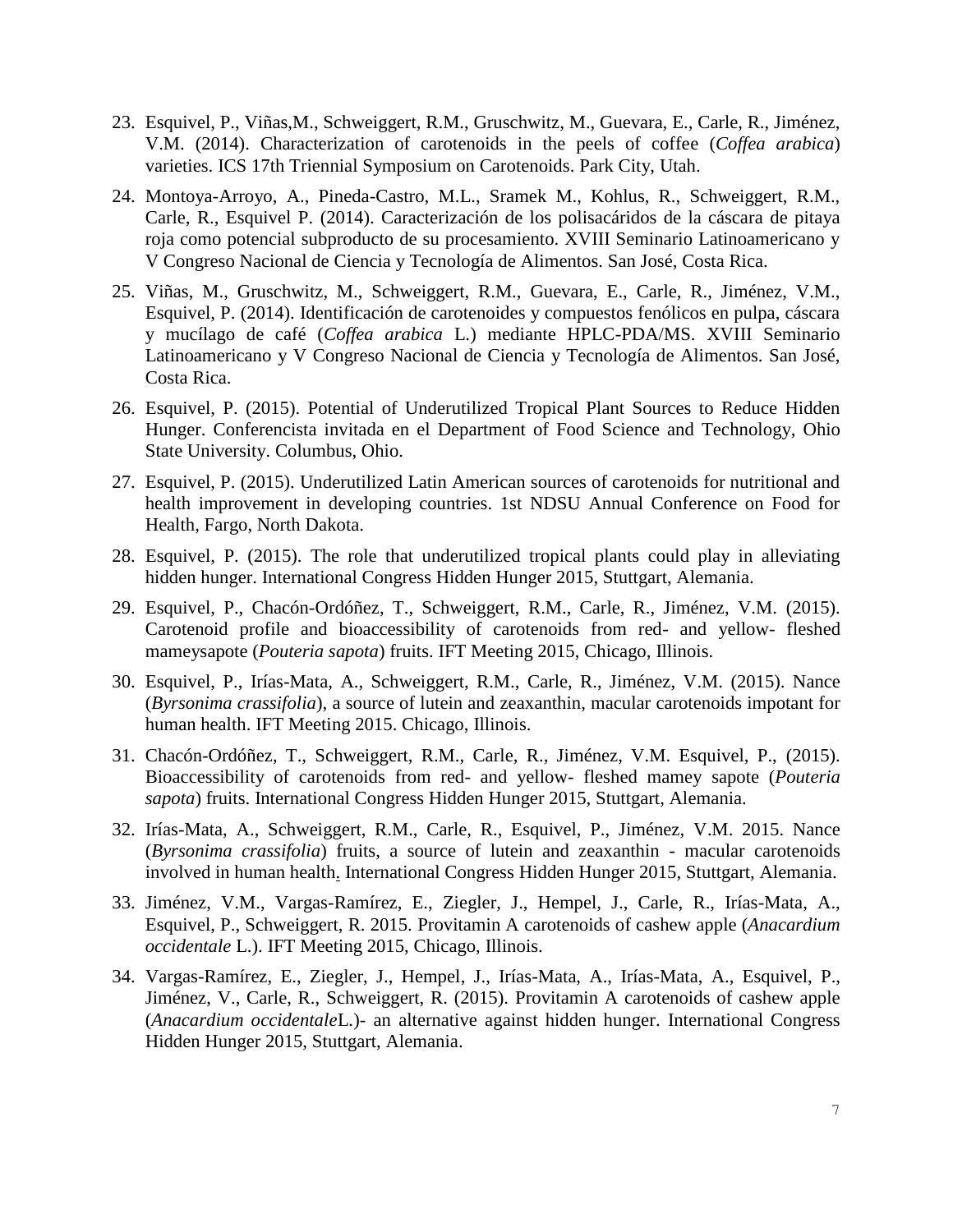23. Esquivel, P., Viñas,M., Schweiggert, R.M., Gruschwitz, M., Guevara, E., Carle, R., Jiménez, V.M. (2014). Characterization of carotenoids in the peels of coffee (*Coffea arabica*) varieties. ICS 17th Triennial Symposium on Carotenoids. Park City, Utah.

24. Montoya-Arroyo, A., Pineda-Castro, M.L., Sramek M., Kohlus, R., Schweiggert, R.M., Carle, R., Esquivel P. (2014). Caracterización de los polisacáridos de la cáscara de pitaya roja como potencial subproducto de su procesamiento. XVIII Seminario Latinoamericano y V Congreso Nacional de Ciencia y Tecnología de Alimentos. San José, Costa Rica.

25. Viñas, M., Gruschwitz, M., Schweiggert, R.M., Guevara, E., Carle, R., Jiménez, V.M., Esquivel, P. (2014). Identificación de carotenoides y compuestos fenólicos en pulpa, cáscara y mucílago de café (*Coffea arabica* L.) mediante HPLC-PDA/MS. XVIII Seminario Latinoamericano y V Congreso Nacional de Ciencia y Tecnología de Alimentos. San José, Costa Rica.

26. Esquivel, P. (2015). Potential of Underutilized Tropical Plant Sources to Reduce Hidden Hunger. Conferencista invitada en el Department of Food Science and Technology, Ohio State University. Columbus, Ohio.

27. Esquivel, P. (2015). Underutilized Latin American sources of carotenoids for nutritional and health improvement in developing countries. 1st NDSU Annual Conference on Food for Health, Fargo, North Dakota.

28. Esquivel, P. (2015). The role that underutilized tropical plants could play in alleviating hidden hunger. International Congress Hidden Hunger 2015, Stuttgart, Alemania.

29. Esquivel, P., Chacón-Ordóñez, T., Schweiggert, R.M., Carle, R., Jiménez, V.M. (2015). Carotenoid profile and bioaccessibility of carotenoids from red- and yellow- fleshed mameysapote (*Pouteria sapota*) fruits. IFT Meeting 2015, Chicago, Illinois.

30. Esquivel, P., Irías-Mata, A., Schweiggert, R.M., Carle, R., Jiménez, V.M. (2015). Nance (*Byrsonima crassifolia*), a source of lutein and zeaxanthin, macular carotenoids impotant for human health. IFT Meeting 2015. Chicago, Illinois.

31. Chacón-Ordóñez, T., Schweiggert, R.M., Carle, R., Jiménez, V.M. Esquivel, P., (2015). Bioaccessibility of carotenoids from red- and yellow- fleshed mamey sapote (*Pouteria sapota*) fruits. International Congress Hidden Hunger 2015, Stuttgart, Alemania.

32. Irías-Mata, A., Schweiggert, R.M., Carle, R., Esquivel, P., Jiménez, V.M. 2015. Nance (*Byrsonima crassifolia*) fruits, a source of lutein and zeaxanthin - macular carotenoids involved in human health. International Congress Hidden Hunger 2015, Stuttgart, Alemania.

33. Jiménez, V.M., Vargas-Ramírez, E., Ziegler, J., Hempel, J., Carle, R., Irías-Mata, A., Esquivel, P., Schweiggert, R. 2015. Provitamin A carotenoids of cashew apple (*Anacardium occidentale* L.). IFT Meeting 2015, Chicago, Illinois.

34. Vargas-Ramírez, E., Ziegler, J., Hempel, J., Irías-Mata, A., Irías-Mata, A., Esquivel, P., Jiménez, V., Carle, R., Schweiggert, R. (2015). Provitamin A carotenoids of cashew apple (*Anacardium occidentale*L.)- an alternative against hidden hunger. International Congress Hidden Hunger 2015, Stuttgart, Alemania.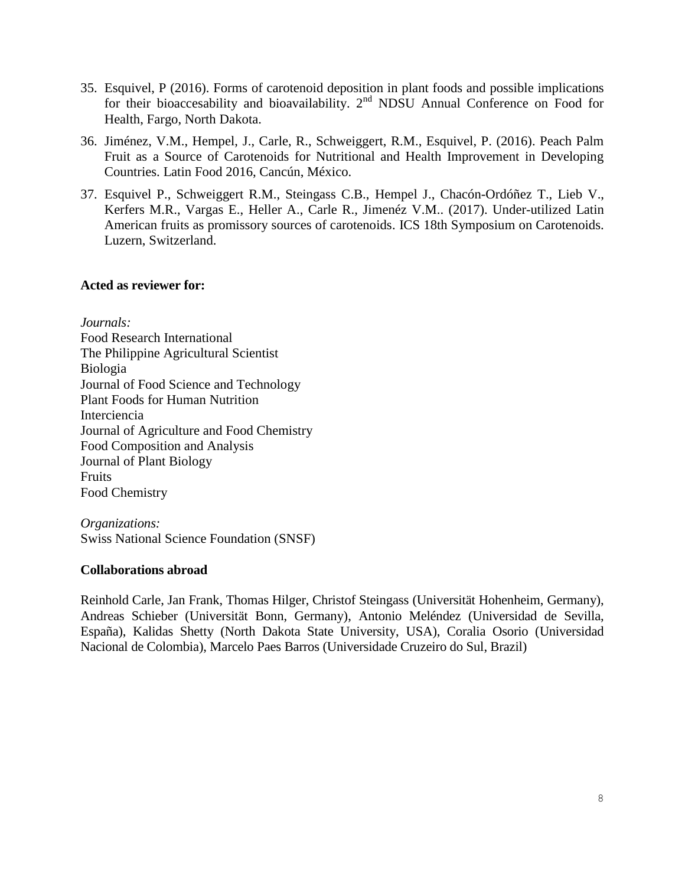35. Esquivel, P (2016). Forms of carotenoid deposition in plant foods and possible implications for their bioaccesability and bioavailability. 2nd NDSU Annual Conference on Food for Health, Fargo, North Dakota.
36. Jiménez, V.M., Hempel, J., Carle, R., Schweiggert, R.M., Esquivel, P. (2016). Peach Palm Fruit as a Source of Carotenoids for Nutritional and Health Improvement in Developing Countries. Latin Food 2016, Cancún, México.
37. Esquivel P., Schweiggert R.M., Steingass C.B., Hempel J., Chacón-Ordóñez T., Lieb V., Kerfers M.R., Vargas E., Heller A., Carle R., Jimenéz V.M.. (2017). Under-utilized Latin American fruits as promissory sources of carotenoids. ICS 18th Symposium on Carotenoids. Luzern, Switzerland.

**Acted as reviewer for:**

*Journals:*
Food Research International
The Philippine Agricultural Scientist
Biologia
Journal of Food Science and Technology
Plant Foods for Human Nutrition
Interciencia
Journal of Agriculture and Food Chemistry
Food Composition and Analysis
Journal of Plant Biology
Fruits
Food Chemistry

*Organizations:*
Swiss National Science Foundation (SNSF)

**Collaborations abroad**

Reinhold Carle, Jan Frank, Thomas Hilger, Christof Steingass (Universität Hohenheim, Germany), Andreas Schieber (Universität Bonn, Germany), Antonio Meléndez (Universidad de Sevilla, España), Kalidas Shetty (North Dakota State University, USA), Coralia Osorio (Universidad Nacional de Colombia), Marcelo Paes Barros (Universidade Cruzeiro do Sul, Brazil)